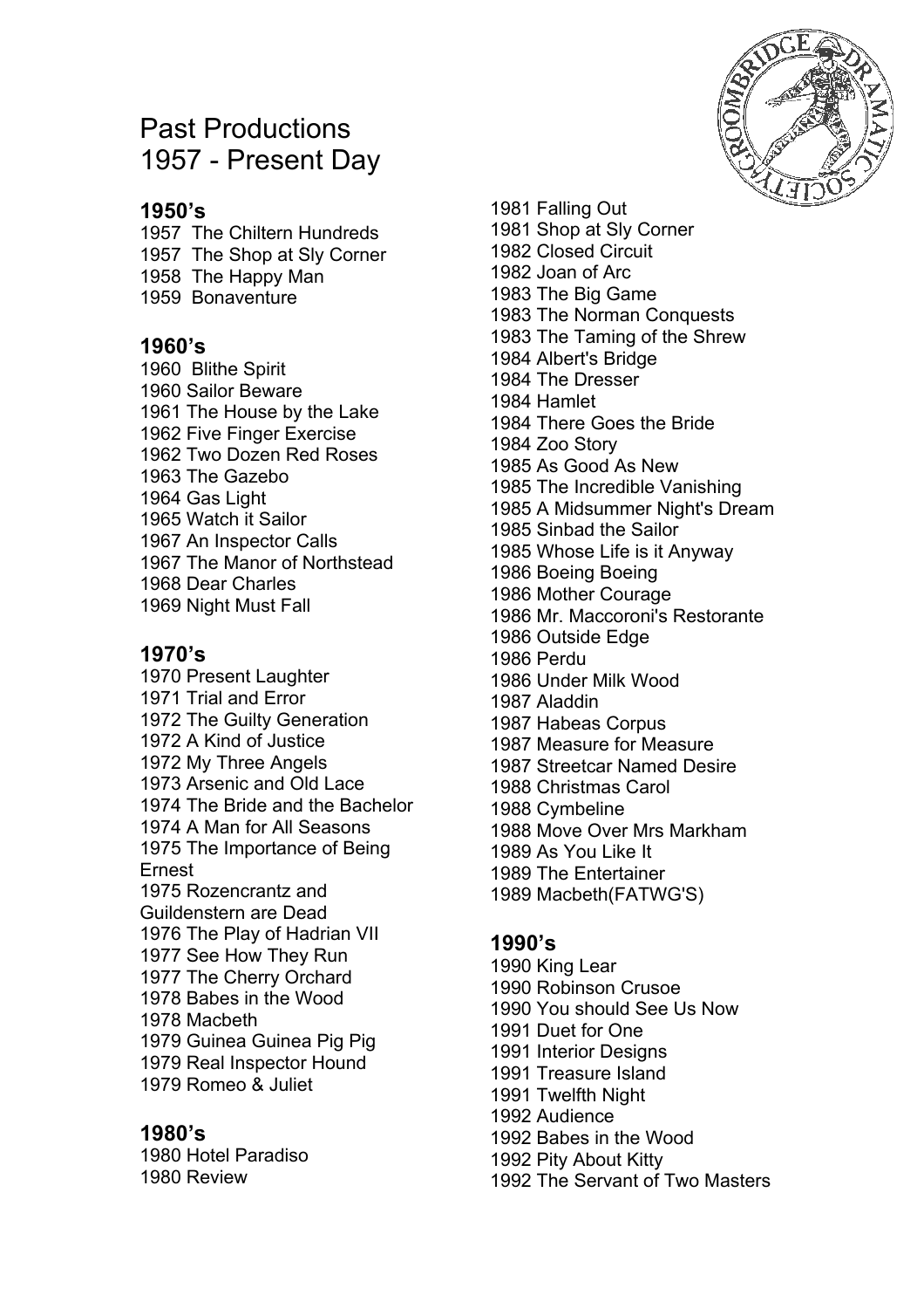# Past Productions
# 1957 - Present Day

## 1950's

1957 The Chiltern Hundreds
1957 The Shop at Sly Corner
1958 The Happy Man
1959 Bonaventure

## 1960's

1960 Blithe Spirit
1960 Sailor Beware
1961 The House by the Lake
1962 Five Finger Exercise
1962 Two Dozen Red Roses
1963 The Gazebo
1964 Gas Light
1965 Watch it Sailor
1967 An Inspector Calls
1967 The Manor of Northstead
1968 Dear Charles
1969 Night Must Fall

## 1970's

1970 Present Laughter
1971 Trial and Error
1972 The Guilty Generation
1972 A Kind of Justice
1972 My Three Angels
1973 Arsenic and Old Lace
1974 The Bride and the Bachelor
1974 A Man for All Seasons
1975 The Importance of Being Ernest
1975 Rozencrantz and Guildenstern are Dead
1976 The Play of Hadrian VII
1977 See How They Run
1977 The Cherry Orchard
1978 Babes in the Wood
1978 Macbeth
1979 Guinea Guinea Pig Pig
1979 Real Inspector Hound
1979 Romeo & Juliet

## 1980's

1980 Hotel Paradiso
1980 Review
1981 Falling Out
1981 Shop at Sly Corner
1982 Closed Circuit
1982 Joan of Arc
1983 The Big Game
1983 The Norman Conquests
1983 The Taming of the Shrew
1984 Albert's Bridge
1984 The Dresser
1984 Hamlet
1984 There Goes the Bride
1984 Zoo Story
1985 As Good As New
1985 The Incredible Vanishing
1985 A Midsummer Night's Dream
1985 Sinbad the Sailor
1985 Whose Life is it Anyway
1986 Boeing Boeing
1986 Mother Courage
1986 Mr. Maccoroni's Restorante
1986 Outside Edge
1986 Perdu
1986 Under Milk Wood
1987 Aladdin
1987 Habeas Corpus
1987 Measure for Measure
1987 Streetcar Named Desire
1988 Christmas Carol
1988 Cymbeline
1988 Move Over Mrs Markham
1989 As You Like It
1989 The Entertainer
1989 Macbeth(FATWG'S)

## 1990's

1990 King Lear
1990 Robinson Crusoe
1990 You should See Us Now
1991 Duet for One
1991 Interior Designs
1991 Treasure Island
1991 Twelfth Night
1992 Audience
1992 Babes in the Wood
1992 Pity About Kitty
1992 The Servant of Two Masters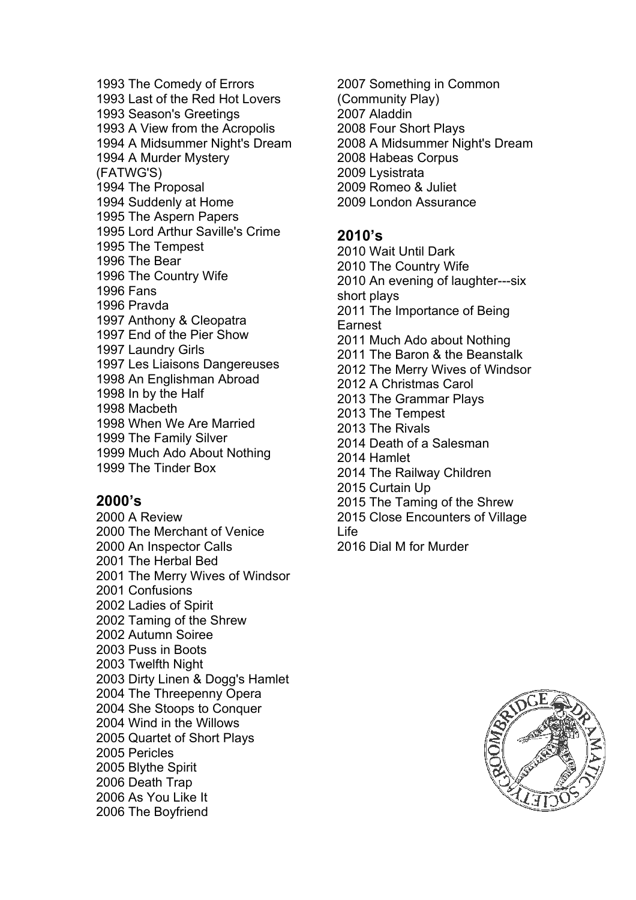1993 The Comedy of Errors
1993 Last of the Red Hot Lovers
1993 Season's Greetings
1993 A View from the Acropolis
1994 A Midsummer Night's Dream
1994 A Murder Mystery (FATWG'S)
1994 The Proposal
1994 Suddenly at Home
1995 The Aspern Papers
1995 Lord Arthur Saville's Crime
1995 The Tempest
1996 The Bear
1996 The Country Wife
1996 Fans
1996 Pravda
1997 Anthony & Cleopatra
1997 End of the Pier Show
1997 Laundry Girls
1997 Les Liaisons Dangereuses
1998 An Englishman Abroad
1998 In by the Half
1998 Macbeth
1998 When We Are Married
1999 The Family Silver
1999 Much Ado About Nothing
1999 The Tinder Box

## 2000's

2000 A Review
2000 The Merchant of Venice
2000 An Inspector Calls
2001 The Herbal Bed
2001 The Merry Wives of Windsor
2001 Confusions
2002 Ladies of Spirit
2002 Taming of the Shrew
2002 Autumn Soiree
2003 Puss in Boots
2003 Twelfth Night
2003 Dirty Linen & Dogg's Hamlet
2004 The Threepenny Opera
2004 She Stoops to Conquer
2004 Wind in the Willows
2005 Quartet of Short Plays
2005 Pericles
2005 Blythe Spirit
2006 Death Trap
2006 As You Like It
2006 The Boyfriend
2007 Something in Common (Community Play)
2007 Aladdin
2008 Four Short Plays
2008 A Midsummer Night's Dream
2008 Habeas Corpus
2009 Lysistrata
2009 Romeo & Juliet
2009 London Assurance

## 2010's

2010 Wait Until Dark
2010 The Country Wife
2010 An evening of laughter---six short plays
2011 The Importance of Being Earnest
2011 Much Ado about Nothing
2011 The Baron & the Beanstalk
2012 The Merry Wives of Windsor
2012 A Christmas Carol
2013 The Grammar Plays
2013 The Tempest
2013 The Rivals
2014 Death of a Salesman
2014 Hamlet
2014 The Railway Children
2015 Curtain Up
2015 The Taming of the Shrew
2015 Close Encounters of Village Life
2016 Dial M for Murder